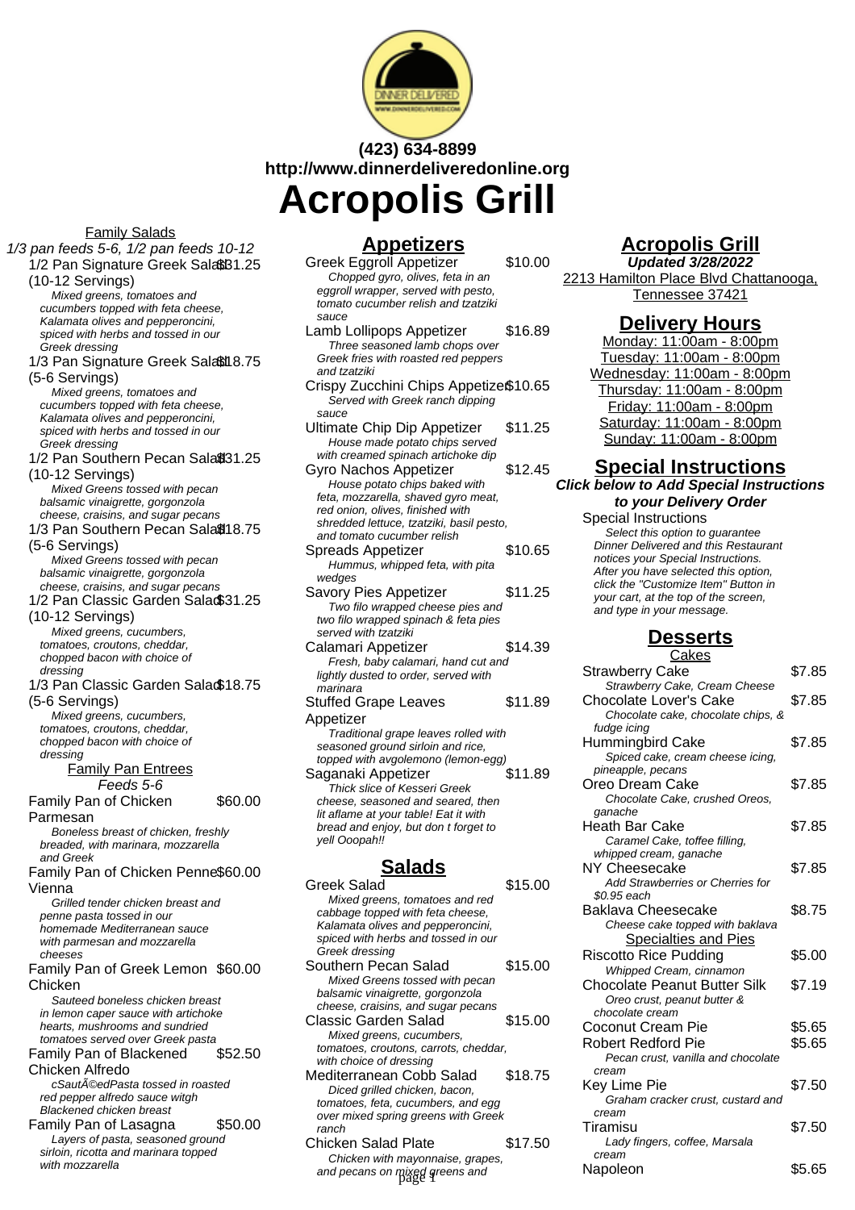(423) 634-8899
http://www.dinnerdeliveredonline.org

# Acropolis Grill

Family Salads

*1/3 pan feeds 5-6, 1/2 pan feeds 10-12*

1/2 Pan Signature Greek Salad (10-12 Servings) $31.25
*Mixed greens, tomatoes and cucumbers topped with feta cheese, Kalamata olives and pepperoncini, spiced with herbs and tossed in our Greek dressing*

1/3 Pan Signature Greek Salad (5-6 Servings) $18.75
*Mixed greens, tomatoes and cucumbers topped with feta cheese, Kalamata olives and pepperoncini, spiced with herbs and tossed in our Greek dressing*

1/2 Pan Southern Pecan Salad (10-12 Servings) $31.25
*Mixed Greens tossed with pecan balsamic vinaigrette, gorgonzola cheese, craisins, and sugar pecans*

1/3 Pan Southern Pecan Salad (5-6 Servings) $18.75
*Mixed Greens tossed with pecan balsamic vinaigrette, gorgonzola cheese, craisins, and sugar pecans*

1/2 Pan Classic Garden Salad (10-12 Servings) $31.25
*Mixed greens, cucumbers, tomatoes, croutons, cheddar, chopped bacon with choice of dressing*

1/3 Pan Classic Garden Salad (5-6 Servings) $18.75
*Mixed greens, cucumbers, tomatoes, croutons, cheddar, chopped bacon with choice of dressing*

Family Pan Entrees

*Feeds 5-6*

Family Pan of Chicken Parmesan $60.00
*Boneless breast of chicken, freshly breaded, with marinara, mozzarella and Greek*

Family Pan of Chicken Penne Vienna $60.00
*Grilled tender chicken breast and penne pasta tossed in our homemade Mediterranean sauce with parmesan and mozzarella cheeses*

Family Pan of Greek Lemon Chicken $60.00
*Sauteed boneless chicken breast in lemon caper sauce with artichoke hearts, mushrooms and sundried tomatoes served over Greek pasta*

Family Pan of Blackened Chicken Alfredo $52.50
*cSautÃ©edPasta tossed in roasted red pepper alfredo sauce witgh Blackened chicken breast*

Family Pan of Lasagna $50.00
*Layers of pasta, seasoned ground sirloin, ricotta and marinara topped with mozzarella*

## Appetizers

Greek Eggroll Appetizer $10.00
*Chopped gyro, olives, feta in an eggroll wrapper, served with pesto, tomato cucumber relish and tzatziki sauce*

Lamb Lollipops Appetizer $16.89
*Three seasoned lamb chops over Greek fries with roasted red peppers and tzatziki*

Crispy Zucchini Chips Appetizer $10.65
*Served with Greek ranch dipping sauce*

Ultimate Chip Dip Appetizer $11.25
*House made potato chips served with creamed spinach artichoke dip*

Gyro Nachos Appetizer $12.45
*House potato chips baked with feta, mozzarella, shaved gyro meat, red onion, olives, finished with shredded lettuce, tzatziki, basil pesto, and tomato cucumber relish*

Spreads Appetizer $10.65
*Hummus, whipped feta, with pita wedges*

Savory Pies Appetizer $11.25
*Two filo wrapped cheese pies and two filo wrapped spinach & feta pies served with tzatziki*

Calamari Appetizer $14.39
*Fresh, baby calamari, hand cut and lightly dusted to order, served with marinara*

Stuffed Grape Leaves Appetizer $11.89
*Traditional grape leaves rolled with seasoned ground sirloin and rice, topped with avgolemono (lemon-egg)*

Saganaki Appetizer $11.89
*Thick slice of Kesseri Greek cheese, seasoned and seared, then lit aflame at your table! Eat it with bread and enjoy, but don t forget to yell Ooopah!!*

## Salads

Greek Salad $15.00
*Mixed greens, tomatoes and red cabbage topped with feta cheese, Kalamata olives and pepperoncini, spiced with herbs and tossed in our Greek dressing*

Southern Pecan Salad $15.00
*Mixed Greens tossed with pecan balsamic vinaigrette, gorgonzola cheese, craisins, and sugar pecans*

Classic Garden Salad $15.00
*Mixed greens, cucumbers, tomatoes, croutons, carrots, cheddar, with choice of dressing*

Mediterranean Cobb Salad $18.75
*Diced grilled chicken, bacon, tomatoes, feta, cucumbers, and egg over mixed spring greens with Greek ranch*

Chicken Salad Plate $17.50
*Chicken with mayonnaise, grapes, and pecans on mixed greens and*

## Acropolis Grill

**Updated 3/28/2022**

2213 Hamilton Place Blvd Chattanooga, Tennessee 37421

## Delivery Hours

Monday: 11:00am - 8:00pm
Tuesday: 11:00am - 8:00pm
Wednesday: 11:00am - 8:00pm
Thursday: 11:00am - 8:00pm
Friday: 11:00am - 8:00pm
Saturday: 11:00am - 8:00pm
Sunday: 11:00am - 8:00pm

## Special Instructions

***Click below to Add Special Instructions to your Delivery Order***

Special Instructions
*Select this option to guarantee Dinner Delivered and this Restaurant notices your Special Instructions. After you have selected this option, click the "Customize Item" Button in your cart, at the top of the screen, and type in your message.*

## Desserts

Cakes

Strawberry Cake $7.85
*Strawberry Cake, Cream Cheese*

Chocolate Lover's Cake $7.85
*Chocolate cake, chocolate chips, & fudge icing*

Hummingbird Cake $7.85
*Spiced cake, cream cheese icing, pineapple, pecans*

Oreo Dream Cake $7.85
*Chocolate Cake, crushed Oreos, ganache*

Heath Bar Cake $7.85
*Caramel Cake, toffee filling, whipped cream, ganache*

NY Cheesecake $7.85
*Add Strawberries or Cherries for $0.95 each*

Baklava Cheesecake $8.75
*Cheese cake topped with baklava*

Specialties and Pies

Riscotto Rice Pudding $5.00
*Whipped Cream, cinnamon*

Chocolate Peanut Butter Silk $7.19
*Oreo crust, peanut butter & chocolate cream*

Coconut Cream Pie $5.65

Robert Redford Pie $5.65
*Pecan crust, vanilla and chocolate cream*

Key Lime Pie $7.50
*Graham cracker crust, custard and cream*

Tiramisu $7.50
*Lady fingers, coffee, Marsala cream*

Napoleon $5.65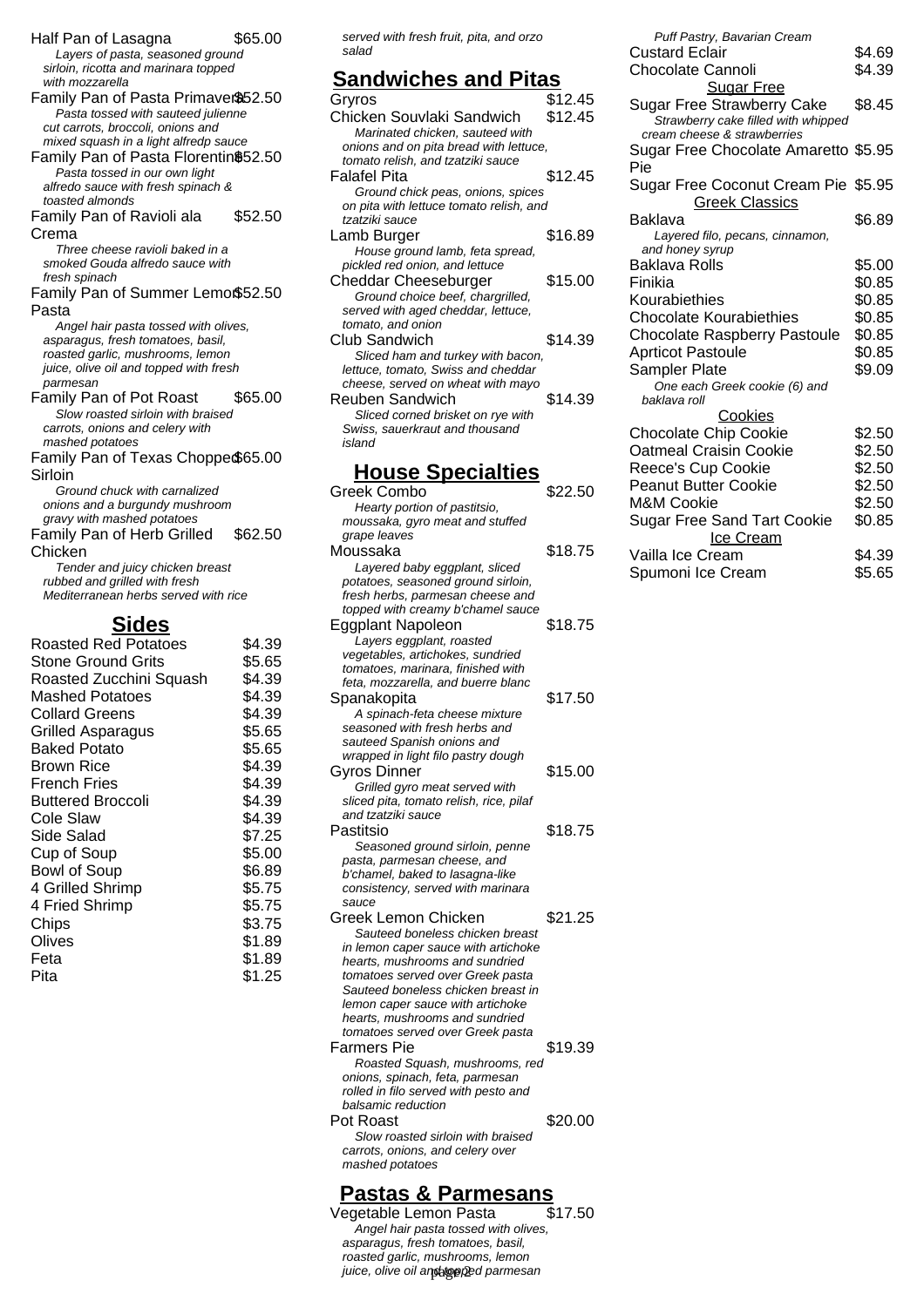Half Pan of Lasagna $65.00
*Layers of pasta, seasoned ground sirloin, ricotta and marinara topped with mozzarella*

Family Pan of Pasta Primavera $52.50
*Pasta tossed with sauteed julienne cut carrots, broccoli, onions and mixed squash in a light alfredp sauce*

Family Pan of Pasta Florentine $52.50
*Pasta tossed in our own light alfredo sauce with fresh spinach & toasted almonds*

Family Pan of Ravioli ala Crema $52.50
*Three cheese ravioli baked in a smoked Gouda alfredo sauce with fresh spinach*

Family Pan of Summer Lemon Pasta $52.50
*Angel hair pasta tossed with olives, asparagus, fresh tomatoes, basil, roasted garlic, mushrooms, lemon juice, olive oil and topped with fresh parmesan*

Family Pan of Pot Roast $65.00
*Slow roasted sirloin with braised carrots, onions and celery with mashed potatoes*

Family Pan of Texas Chopped Sirloin $65.00
*Ground chuck with carnalized onions and a burgundy mushroom gravy with mashed potatoes*

Family Pan of Herb Grilled Chicken $62.50
*Tender and juicy chicken breast rubbed and grilled with fresh Mediterranean herbs served with rice*

## Sides

| Item | Price |
|---|---|
| Roasted Red Potatoes | $4.39 |
| Stone Ground Grits | $5.65 |
| Roasted Zucchini Squash | $4.39 |
| Mashed Potatoes | $4.39 |
| Collard Greens | $4.39 |
| Grilled Asparagus | $5.65 |
| Baked Potato | $5.65 |
| Brown Rice | $4.39 |
| French Fries | $4.39 |
| Buttered Broccoli | $4.39 |
| Cole Slaw | $4.39 |
| Side Salad | $7.25 |
| Cup of Soup | $5.00 |
| Bowl of Soup | $6.89 |
| 4 Grilled Shrimp | $5.75 |
| 4 Fried Shrimp | $5.75 |
| Chips | $3.75 |
| Olives | $1.89 |
| Feta | $1.89 |
| Pita | $1.25 |

*served with fresh fruit, pita, and orzo salad*

## Sandwiches and Pitas

Gryros $12.45

Chicken Souvlaki Sandwich $12.45
*Marinated chicken, sauteed with onions and on pita bread with lettuce, tomato relish, and tzatziki sauce*

Falafel Pita $12.45
*Ground chick peas, onions, spices on pita with lettuce tomato relish, and tzatziki sauce*

Lamb Burger $16.89
*House ground lamb, feta spread, pickled red onion, and lettuce*

Cheddar Cheeseburger $15.00
*Ground choice beef, chargrilled, served with aged cheddar, lettuce, tomato, and onion*

Club Sandwich $14.39
*Sliced ham and turkey with bacon, lettuce, tomato, Swiss and cheddar cheese, served on wheat with mayo*

Reuben Sandwich $14.39
*Sliced corned brisket on rye with Swiss, sauerkraut and thousand island*

## House Specialties

Greek Combo $22.50
*Hearty portion of pastitsio, moussaka, gyro meat and stuffed grape leaves*

Moussaka $18.75
*Layered baby eggplant, sliced potatoes, seasoned ground sirloin, fresh herbs, parmesan cheese and topped with creamy b'chamel sauce*

Eggplant Napoleon $18.75
*Layers eggplant, roasted vegetables, artichokes, sundried tomatoes, marinara, finished with feta, mozzarella, and buerre blanc*

Spanakopita $17.50
*A spinach-feta cheese mixture seasoned with fresh herbs and sauteed Spanish onions and wrapped in light filo pastry dough*

Gyros Dinner $15.00
*Grilled gyro meat served with sliced pita, tomato relish, rice, pilaf and tzatziki sauce*

Pastitsio $18.75
*Seasoned ground sirloin, penne pasta, parmesan cheese, and b'chamel, baked to lasagna-like consistency, served with marinara sauce*

Greek Lemon Chicken $21.25
*Sauteed boneless chicken breast in lemon caper sauce with artichoke hearts, mushrooms and sundried tomatoes served over Greek pasta Sauteed boneless chicken breast in lemon caper sauce with artichoke hearts, mushrooms and sundried tomatoes served over Greek pasta*

Farmers Pie $19.39
*Roasted Squash, mushrooms, red onions, spinach, feta, parmesan rolled in filo served with pesto and balsamic reduction*

Pot Roast $20.00
*Slow roasted sirloin with braised carrots, onions, and celery over mashed potatoes*

## Pastas & Parmesans

Vegetable Lemon Pasta $17.50
*Angel hair pasta tossed with olives, asparagus, fresh tomatoes, basil, roasted garlic, mushrooms, lemon juice, olive oil and topped parmesan*

*Puff Pastry, Bavarian Cream*

| Item | Price |
|---|---|
| Custard Eclair | $4.69 |
| Chocolate Cannoli | $4.39 |

### Sugar Free

Sugar Free Strawberry Cake $8.45
*Strawberry cake filled with whipped cream cheese & strawberries*

Sugar Free Chocolate Amaretto Pie $5.95

Sugar Free Coconut Cream Pie $5.95

### Greek Classics

Baklava $6.89
*Layered filo, pecans, cinnamon, and honey syrup*

| Item | Price |
|---|---|
| Baklava Rolls | $5.00 |
| Finikia | $0.85 |
| Kourabiethies | $0.85 |
| Chocolate Kourabiethies | $0.85 |
| Chocolate Raspberry Pastoule | $0.85 |
| Apricot Pastoule | $0.85 |

Sampler Plate $9.09
*One each Greek cookie (6) and baklava roll*

### Cookies

| Item | Price |
|---|---|
| Chocolate Chip Cookie | $2.50 |
| Oatmeal Craisin Cookie | $2.50 |
| Reece's Cup Cookie | $2.50 |
| Peanut Butter Cookie | $2.50 |
| M&M Cookie | $2.50 |
| Sugar Free Sand Tart Cookie | $0.85 |

### Ice Cream

| Item | Price |
|---|---|
| Vailla Ice Cream | $4.39 |
| Spumoni Ice Cream | $5.65 |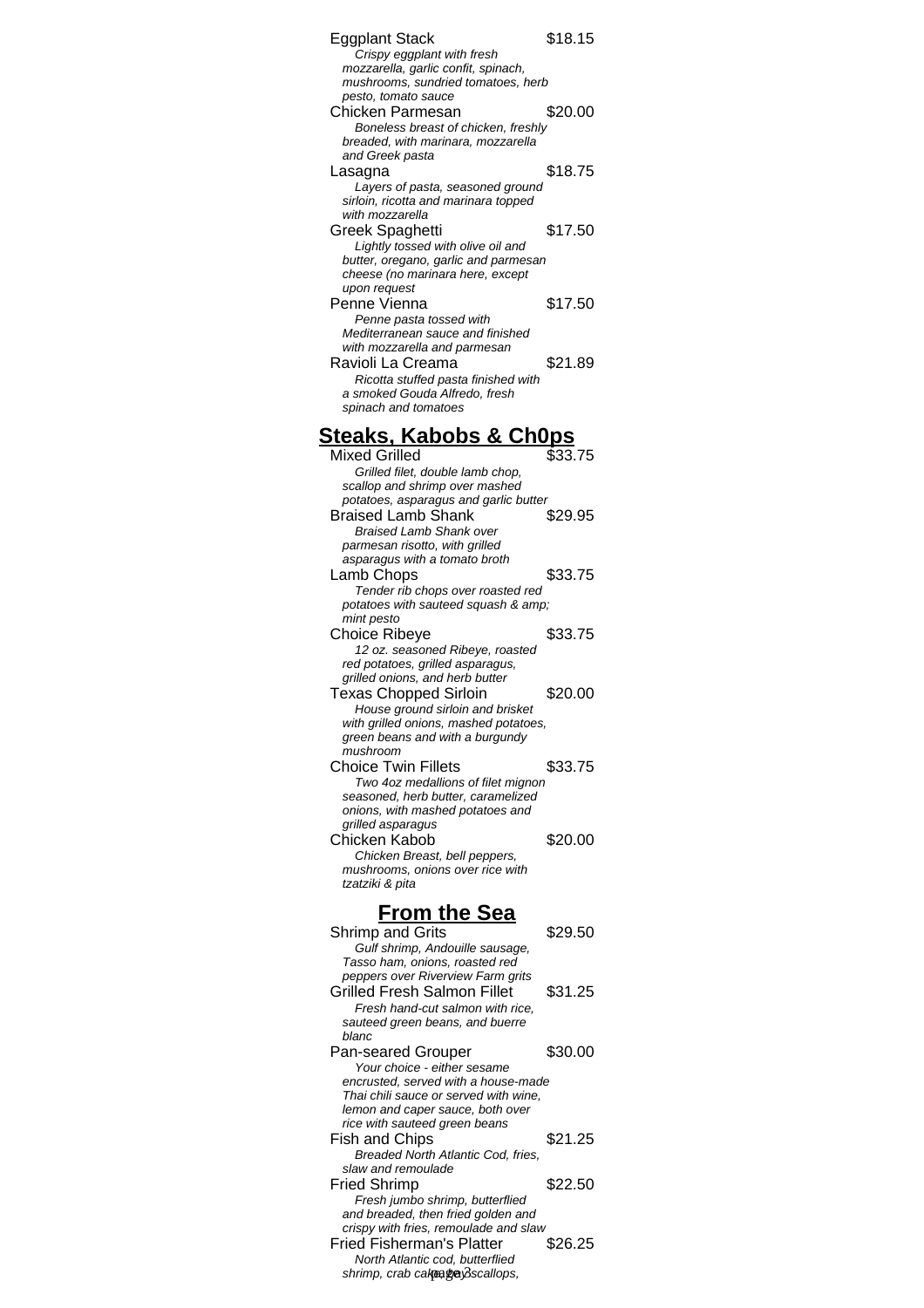Eggplant Stack $18.15

*Crispy eggplant with fresh mozzarella, garlic confit, spinach, mushrooms, sundried tomatoes, herb pesto, tomato sauce*

Chicken Parmesan $20.00

*Boneless breast of chicken, freshly breaded, with marinara, mozzarella and Greek pasta*

Lasagna $18.75

*Layers of pasta, seasoned ground sirloin, ricotta and marinara topped with mozzarella*

Greek Spaghetti $17.50

*Lightly tossed with olive oil and butter, oregano, garlic and parmesan cheese (no marinara here, except upon request*

Penne Vienna $17.50

*Penne pasta tossed with Mediterranean sauce and finished with mozzarella and parmesan*

Ravioli La Creama $21.89

*Ricotta stuffed pasta finished with a smoked Gouda Alfredo, fresh spinach and tomatoes*

## Steaks, Kabobs & Ch0ps

Mixed Grilled $33.75

*Grilled filet, double lamb chop, scallop and shrimp over mashed potatoes, asparagus and garlic butter*

Braised Lamb Shank $29.95

*Braised Lamb Shank over parmesan risotto, with grilled asparagus with a tomato broth*

Lamb Chops $33.75

*Tender rib chops over roasted red potatoes with sauteed squash &amp; mint pesto*

Choice Ribeye $33.75

*12 oz. seasoned Ribeye, roasted red potatoes, grilled asparagus, grilled onions, and herb butter*

Texas Chopped Sirloin $20.00

*House ground sirloin and brisket with grilled onions, mashed potatoes, green beans and with a burgundy mushroom*

Choice Twin Fillets $33.75

*Two 4oz medallions of filet mignon seasoned, herb butter, caramelized onions, with mashed potatoes and grilled asparagus*

Chicken Kabob $20.00

*Chicken Breast, bell peppers, mushrooms, onions over rice with tzatziki & pita*

## From the Sea

Shrimp and Grits $29.50

*Gulf shrimp, Andouille sausage, Tasso ham, onions, roasted red peppers over Riverview Farm grits*

Grilled Fresh Salmon Fillet $31.25

*Fresh hand-cut salmon with rice, sauteed green beans, and buerre blanc*

Pan-seared Grouper $30.00

*Your choice - either sesame encrusted, served with a house-made Thai chili sauce or served with wine, lemon and caper sauce, both over rice with sauteed green beans*

Fish and Chips $21.25

*Breaded North Atlantic Cod, fries, slaw and remoulade*

Fried Shrimp $22.50

*Fresh jumbo shrimp, butterflied and breaded, then fried golden and crispy with fries, remoulade and slaw*

Fried Fisherman's Platter $26.25

*North Atlantic cod, butterflied shrimp, crab cakes, bay scallops,*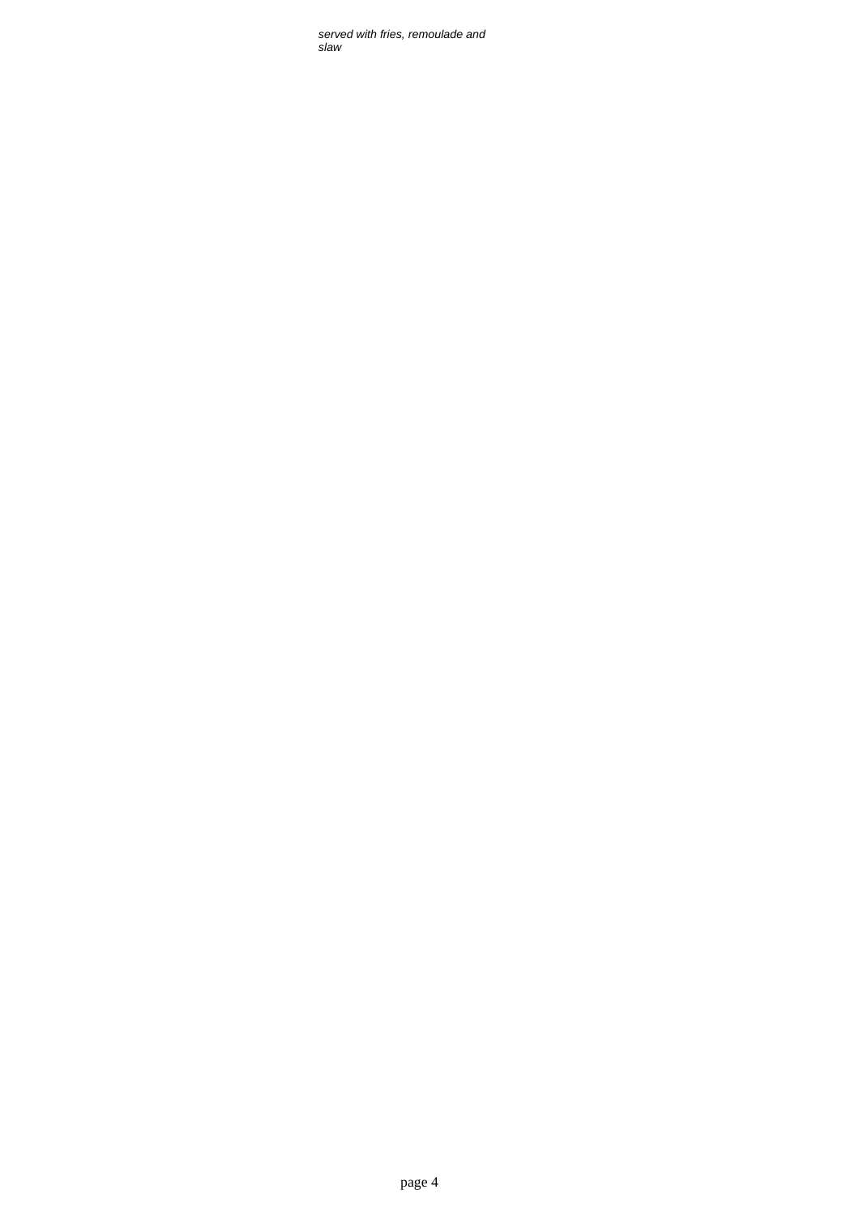*served with fries, remoulade and slaw*